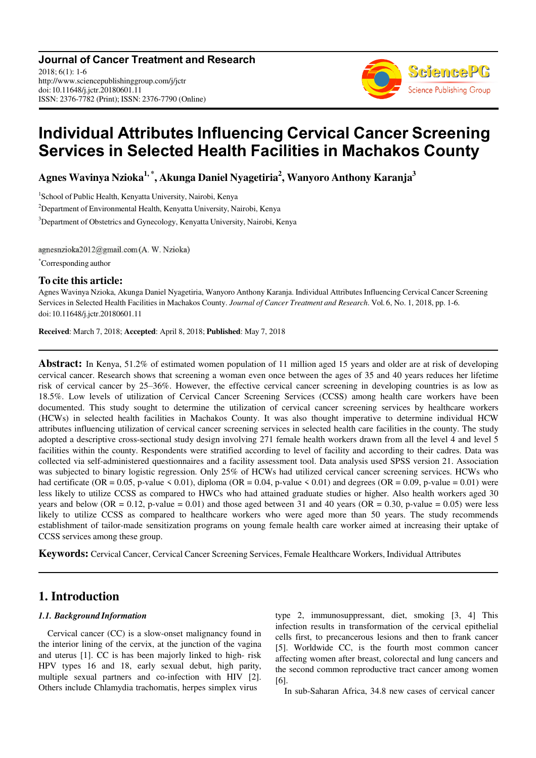# Individual Attributes Influencing Cervical Cancer Screening Services in Selected Health Facilities in Machakos County

**Agnes Wavinya Nzioka[1, *], Akunga Daniel Nyagetiria[2], Wanyoro Anthony Karanja[3]**

[1]School of Public Health, Kenyatta University, Nairobi, Kenya

[2]Department of Environmental Health, Kenyatta University, Nairobi, Kenya

[3]Department of Obstetrics and Gynecology, Kenyatta University, Nairobi, Kenya

agnesnzioka2012@gmail.com (A. W. Nzioka)

[*]Corresponding author

## To cite this article:

Agnes Wavinya Nzioka, Akunga Daniel Nyagetiria, Wanyoro Anthony Karanja. Individual Attributes Influencing Cervical Cancer Screening Services in Selected Health Facilities in Machakos County. *Journal of Cancer Treatment and Research*. Vol. 6, No. 1, 2018, pp. 1-6. doi: 10.11648/j.jctr.20180601.11

**Received**: March 7, 2018; **Accepted**: April 8, 2018; **Published**: May 7, 2018

---

**Abstract:** In Kenya, 51.2% of estimated women population of 11 million aged 15 years and older are at risk of developing cervical cancer. Research shows that screening a woman even once between the ages of 35 and 40 years reduces her lifetime risk of cervical cancer by 25–36%. However, the effective cervical cancer screening in developing countries is as low as 18.5%. Low levels of utilization of Cervical Cancer Screening Services (CCSS) among health care workers have been documented. This study sought to determine the utilization of cervical cancer screening services by healthcare workers (HCWs) in selected health facilities in Machakos County. It was also thought imperative to determine individual HCW attributes influencing utilization of cervical cancer screening services in selected health care facilities in the county. The study adopted a descriptive cross-sectional study design involving 271 female health workers drawn from all the level 4 and level 5 facilities within the county. Respondents were stratified according to level of facility and according to their cadres. Data was collected via self-administered questionnaires and a facility assessment tool. Data analysis used SPSS version 21. Association was subjected to binary logistic regression. Only 25% of HCWs had utilized cervical cancer screening services. HCWs who had certificate (OR = 0.05, p-value < 0.01), diploma (OR = 0.04, p-value < 0.01) and degrees (OR = 0.09, p-value = 0.01) were less likely to utilize CCSS as compared to HWCs who had attained graduate studies or higher. Also health workers aged 30 years and below (OR = 0.12, p-value = 0.01) and those aged between 31 and 40 years (OR = 0.30, p-value = 0.05) were less likely to utilize CCSS as compared to healthcare workers who were aged more than 50 years. The study recommends establishment of tailor-made sensitization programs on young female health care worker aimed at increasing their uptake of CCSS services among these group.

**Keywords:** Cervical Cancer, Cervical Cancer Screening Services, Female Healthcare Workers, Individual Attributes

---

## 1. Introduction

### *1.1. Background Information*

Cervical cancer (CC) is a slow-onset malignancy found in the interior lining of the cervix, at the junction of the vagina and uterus [1]. CC is has been majorly linked to high- risk HPV types 16 and 18, early sexual debut, high parity, multiple sexual partners and co-infection with HIV [2]. Others include Chlamydia trachomatis, herpes simplex virus type 2, immunosuppressant, diet, smoking [3, 4] This infection results in transformation of the cervical epithelial cells first, to precancerous lesions and then to frank cancer [5]. Worldwide CC, is the fourth most common cancer affecting women after breast, colorectal and lung cancers and the second common reproductive tract cancer among women [6].

In sub-Saharan Africa, 34.8 new cases of cervical cancer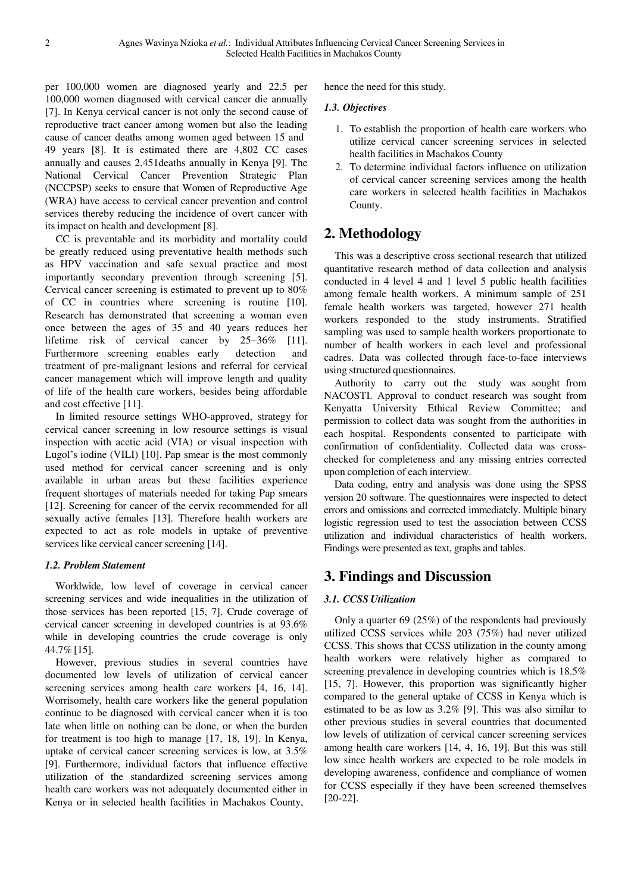per 100,000 women are diagnosed yearly and 22.5 per 100,000 women diagnosed with cervical cancer die annually [7]. In Kenya cervical cancer is not only the second cause of reproductive tract cancer among women but also the leading cause of cancer deaths among women aged between 15 and 49 years [8]. It is estimated there are 4,802 CC cases annually and causes 2,451deaths annually in Kenya [9]. The National Cervical Cancer Prevention Strategic Plan (NCCPSP) seeks to ensure that Women of Reproductive Age (WRA) have access to cervical cancer prevention and control services thereby reducing the incidence of overt cancer with its impact on health and development [8].

CC is preventable and its morbidity and mortality could be greatly reduced using preventative health methods such as HPV vaccination and safe sexual practice and most importantly secondary prevention through screening [5]. Cervical cancer screening is estimated to prevent up to 80% of CC in countries where screening is routine [10]. Research has demonstrated that screening a woman even once between the ages of 35 and 40 years reduces her lifetime risk of cervical cancer by 25–36% [11]. Furthermore screening enables early detection and treatment of pre-malignant lesions and referral for cervical cancer management which will improve length and quality of life of the health care workers, besides being affordable and cost effective [11].

In limited resource settings WHO-approved, strategy for cervical cancer screening in low resource settings is visual inspection with acetic acid (VIA) or visual inspection with Lugol's iodine (VILI) [10]. Pap smear is the most commonly used method for cervical cancer screening and is only available in urban areas but these facilities experience frequent shortages of materials needed for taking Pap smears [12]. Screening for cancer of the cervix recommended for all sexually active females [13]. Therefore health workers are expected to act as role models in uptake of preventive services like cervical cancer screening [14].

### *1.2. Problem Statement*

Worldwide, low level of coverage in cervical cancer screening services and wide inequalities in the utilization of those services has been reported [15, 7]. Crude coverage of cervical cancer screening in developed countries is at 93.6% while in developing countries the crude coverage is only 44.7% [15].

However, previous studies in several countries have documented low levels of utilization of cervical cancer screening services among health care workers [4, 16, 14]. Worrisomely, health care workers like the general population continue to be diagnosed with cervical cancer when it is too late when little on nothing can be done, or when the burden for treatment is too high to manage [17, 18, 19]. In Kenya, uptake of cervical cancer screening services is low, at 3.5% [9]. Furthermore, individual factors that influence effective utilization of the standardized screening services among health care workers was not adequately documented either in Kenya or in selected health facilities in Machakos County, hence the need for this study.

### *1.3. Objectives*

1. To establish the proportion of health care workers who utilize cervical cancer screening services in selected health facilities in Machakos County
2. To determine individual factors influence on utilization of cervical cancer screening services among the health care workers in selected health facilities in Machakos County.

## 2. Methodology

This was a descriptive cross sectional research that utilized quantitative research method of data collection and analysis conducted in 4 level 4 and 1 level 5 public health facilities among female health workers. A minimum sample of 251 female health workers was targeted, however 271 health workers responded to the study instruments. Stratified sampling was used to sample health workers proportionate to number of health workers in each level and professional cadres. Data was collected through face-to-face interviews using structured questionnaires.

Authority to carry out the study was sought from NACOSTI. Approval to conduct research was sought from Kenyatta University Ethical Review Committee; and permission to collect data was sought from the authorities in each hospital. Respondents consented to participate with confirmation of confidentiality. Collected data was cross-checked for completeness and any missing entries corrected upon completion of each interview.

Data coding, entry and analysis was done using the SPSS version 20 software. The questionnaires were inspected to detect errors and omissions and corrected immediately. Multiple binary logistic regression used to test the association between CCSS utilization and individual characteristics of health workers. Findings were presented as text, graphs and tables.

## 3. Findings and Discussion

### *3.1. CCSS Utilization*

Only a quarter 69 (25%) of the respondents had previously utilized CCSS services while 203 (75%) had never utilized CCSS. This shows that CCSS utilization in the county among health workers were relatively higher as compared to screening prevalence in developing countries which is 18.5% [15, 7]. However, this proportion was significantly higher compared to the general uptake of CCSS in Kenya which is estimated to be as low as 3.2% [9]. This was also similar to other previous studies in several countries that documented low levels of utilization of cervical cancer screening services among health care workers [14, 4, 16, 19]. But this was still low since health workers are expected to be role models in developing awareness, confidence and compliance of women for CCSS especially if they have been screened themselves [20-22].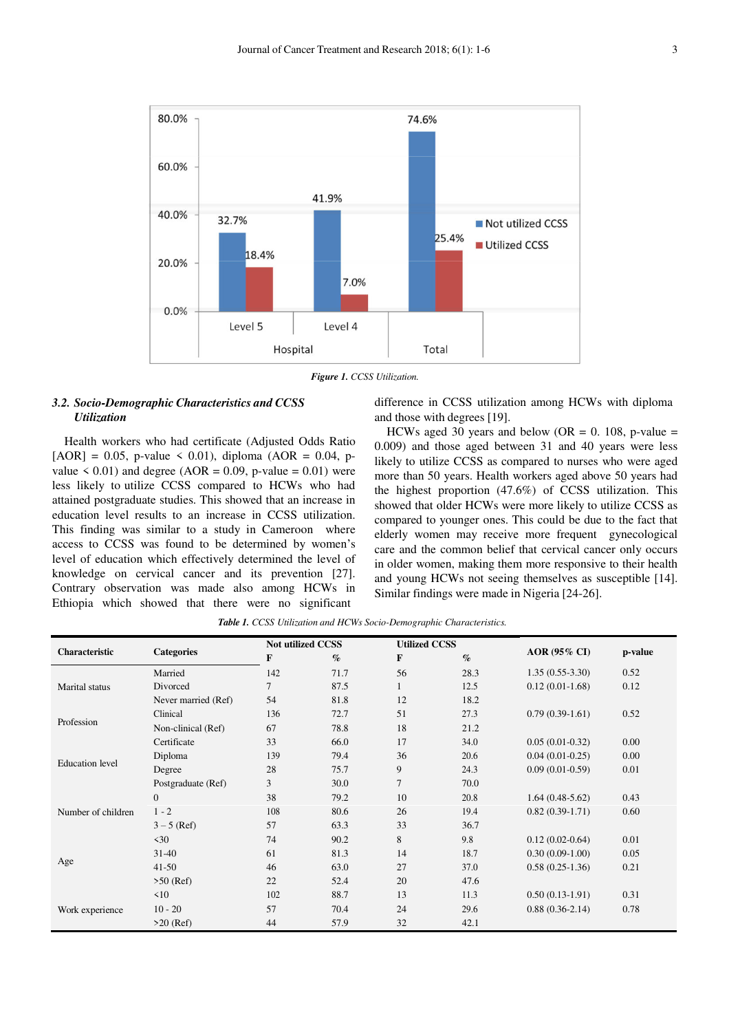Figure 1. CCSS Utilization.

### 3.2. Socio-Demographic Characteristics and CCSS Utilization

Health workers who had certificate (Adjusted Odds Ratio [AOR] = 0.05, p-value < 0.01), diploma (AOR = 0.04, p-value < 0.01) and degree (AOR = 0.09, p-value = 0.01) were less likely to utilize CCSS compared to HCWs who had attained postgraduate studies. This showed that an increase in education level results to an increase in CCSS utilization. This finding was similar to a study in Cameroon where access to CCSS was found to be determined by women's level of education which effectively determined the level of knowledge on cervical cancer and its prevention [27]. Contrary observation was made also among HCWs in Ethiopia which showed that there were no significant difference in CCSS utilization among HCWs with diploma and those with degrees [19].

HCWs aged 30 years and below (OR = 0. 108, p-value = 0.009) and those aged between 31 and 40 years were less likely to utilize CCSS as compared to nurses who were aged more than 50 years. Health workers aged above 50 years had the highest proportion (47.6%) of CCSS utilization. This showed that older HCWs were more likely to utilize CCSS as compared to younger ones. This could be due to the fact that elderly women may receive more frequent gynecological care and the common belief that cervical cancer only occurs in older women, making them more responsive to their health and young HCWs not seeing themselves as susceptible [14]. Similar findings were made in Nigeria [24-26].

*Table 1. CCSS Utilization and HCWs Socio-Demographic Characteristics.*

| Characteristic | Categories | Not utilized CCSS | | Utilized CCSS | | AOR (95% CI) | p-value |
|---|---|---|---|---|---|---|---|
| | | F | % | F | % | | |
| Marital status | Married | 142 | 71.7 | 56 | 28.3 | 1.35 (0.55-3.30) | 0.52 |
| | Divorced | 7 | 87.5 | 1 | 12.5 | 0.12 (0.01-1.68) | 0.12 |
| | Never married (Ref) | 54 | 81.8 | 12 | 18.2 | | |
| Profession | Clinical | 136 | 72.7 | 51 | 27.3 | 0.79 (0.39-1.61) | 0.52 |
| | Non-clinical (Ref) | 67 | 78.8 | 18 | 21.2 | | |
| Education level | Certificate | 33 | 66.0 | 17 | 34.0 | 0.05 (0.01-0.32) | 0.00 |
| | Diploma | 139 | 79.4 | 36 | 20.6 | 0.04 (0.01-0.25) | 0.00 |
| | Degree | 28 | 75.7 | 9 | 24.3 | 0.09 (0.01-0.59) | 0.01 |
| | Postgraduate (Ref) | 3 | 30.0 | 7 | 70.0 | | |
| Number of children | 0 | 38 | 79.2 | 10 | 20.8 | 1.64 (0.48-5.62) | 0.43 |
| | 1 - 2 | 108 | 80.6 | 26 | 19.4 | 0.82 (0.39-1.71) | 0.60 |
| | 3 – 5 (Ref) | 57 | 63.3 | 33 | 36.7 | | |
| Age | <30 | 74 | 90.2 | 8 | 9.8 | 0.12 (0.02-0.64) | 0.01 |
| | 31-40 | 61 | 81.3 | 14 | 18.7 | 0.30 (0.09-1.00) | 0.05 |
| | 41-50 | 46 | 63.0 | 27 | 37.0 | 0.58 (0.25-1.36) | 0.21 |
| | >50 (Ref) | 22 | 52.4 | 20 | 47.6 | | |
| Work experience | <10 | 102 | 88.7 | 13 | 11.3 | 0.50 (0.13-1.91) | 0.31 |
| | 10 - 20 | 57 | 70.4 | 24 | 29.6 | 0.88 (0.36-2.14) | 0.78 |
| | >20 (Ref) | 44 | 57.9 | 32 | 42.1 | | |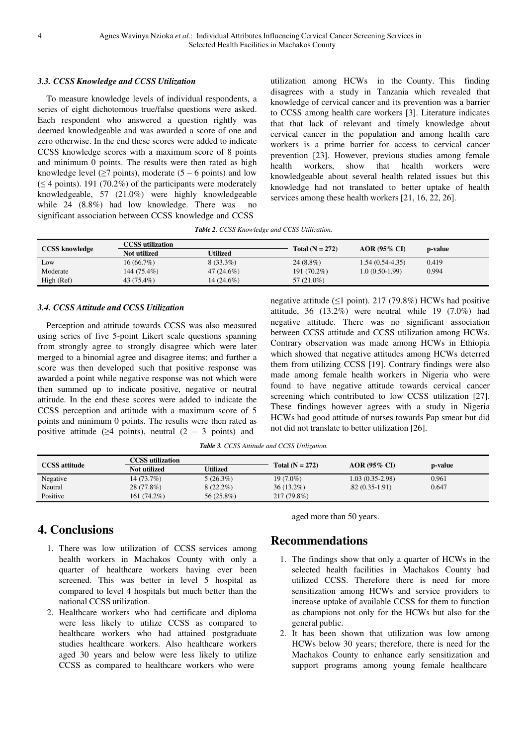### 3.3. CCSS Knowledge and CCSS Utilization

To measure knowledge levels of individual respondents, a series of eight dichotomous true/false questions were asked. Each respondent who answered a question rightly was deemed knowledgeable and was awarded a score of one and zero otherwise. In the end these scores were added to indicate CCSS knowledge scores with a maximum score of 8 points and minimum 0 points. The results were then rated as high knowledge level (≥7 points), moderate (5 – 6 points) and low (≤ 4 points). 191 (70.2%) of the participants were moderately knowledgeable, 57 (21.0%) were highly knowledgeable while 24 (8.8%) had low knowledge. There was no significant association between CCSS knowledge and CCSS utilization among HCWs in the County. This finding disagrees with a study in Tanzania which revealed that knowledge of cervical cancer and its prevention was a barrier to CCSS among health care workers [3]. Literature indicates that that lack of relevant and timely knowledge about cervical cancer in the population and among health care workers is a prime barrier for access to cervical cancer prevention [23]. However, previous studies among female health workers, show that health workers were knowledgeable about several health related issues but this knowledge had not translated to better uptake of health services among these health workers [21, 16, 22, 26].

*Table 2. CCSS Knowledge and CCSS Utilization.*

| CCSS knowledge | CCSS utilization | | Total (N = 272) | AOR (95% CI) | p-value |
|---|---|---|---|---|---|
| | Not utilized | Utilized | | | |
| Low | 16 (66.7%) | 8 (33.3%) | 24 (8.8%) | 1.54 (0.54-4.35) | 0.419 |
| Moderate | 144 (75.4%) | 47 (24.6%) | 191 (70.2%) | 1.0 (0.50-1.99) | 0.994 |
| High (Ref) | 43 (75.4%) | 14 (24.6%) | 57 (21.0%) | | |

### 3.4. CCSS Attitude and CCSS Utilization

Perception and attitude towards CCSS was also measured using series of five 5-point Likert scale questions spanning from strongly agree to strongly disagree which were later merged to a binomial agree and disagree items; and further a score was then developed such that positive response was awarded a point while negative response was not which were then summed up to indicate positive, negative or neutral attitude. In the end these scores were added to indicate the CCSS perception and attitude with a maximum score of 5 points and minimum 0 points. The results were then rated as positive attitude (≥4 points), neutral (2 – 3 points) and negative attitude (≤1 point). 217 (79.8%) HCWs had positive attitude, 36 (13.2%) were neutral while 19 (7.0%) had negative attitude. There was no significant association between CCSS attitude and CCSS utilization among HCWs. Contrary observation was made among HCWs in Ethiopia which showed that negative attitudes among HCWs deterred them from utilizing CCSS [19]. Contrary findings were also made among female health workers in Nigeria who were found to have negative attitude towards cervical cancer screening which contributed to low CCSS utilization [27]. These findings however agrees with a study in Nigeria HCWs had good attitude of nurses towards Pap smear but did not did not translate to better utilization [26].

*Table 3. CCSS Attitude and CCSS Utilization.*

| CCSS attitude | CCSS utilization | | Total (N = 272) | AOR (95% CI) | p-value |
|---|---|---|---|---|---|
| | Not utilized | Utilized | | | |
| Negative | 14 (73.7%) | 5 (26.3%) | 19 (7.0%) | 1.03 (0.35-2.98) | 0.961 |
| Neutral | 28 (77.8%) | 8 (22.2%) | 36 (13.2%) | .82 (0.35-1.91) | 0.647 |
| Positive | 161 (74.2%) | 56 (25.8%) | 217 (79.8%) | | |

## 4. Conclusions

1. There was low utilization of CCSS services among health workers in Machakos County with only a quarter of healthcare workers having ever been screened. This was better in level 5 hospital as compared to level 4 hospitals but much better than the national CCSS utilization.
2. Healthcare workers who had certificate and diploma were less likely to utilize CCSS as compared to healthcare workers who had attained postgraduate studies healthcare workers. Also healthcare workers aged 30 years and below were less likely to utilize CCSS as compared to healthcare workers who were aged more than 50 years.

## Recommendations

1. The findings show that only a quarter of HCWs in the selected health facilities in Machakos County had utilized CCSS. Therefore there is need for more sensitization among HCWs and service providers to increase uptake of available CCSS for them to function as champions not only for the HCWs but also for the general public.
2. It has been shown that utilization was low among HCWs below 30 years; therefore, there is need for the Machakos County to enhance early sensitization and support programs among young female healthcare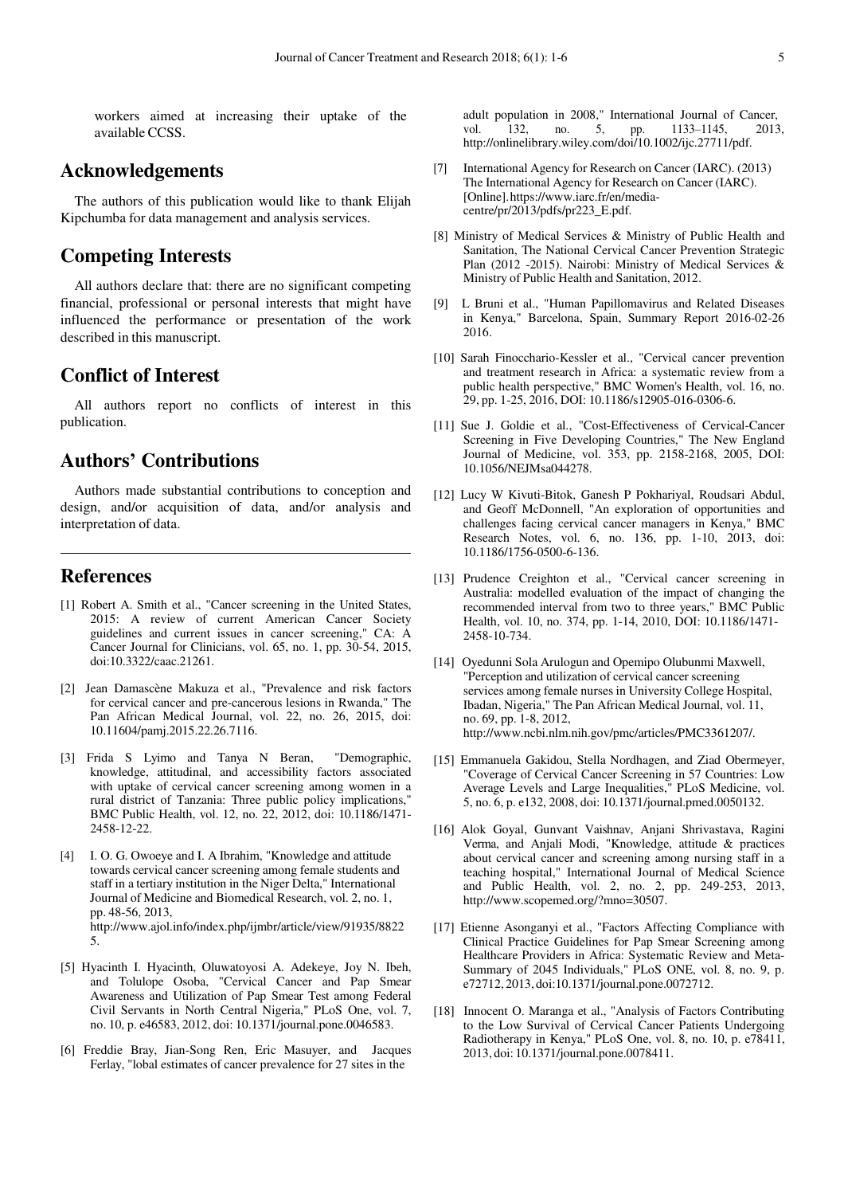workers aimed at increasing their uptake of the available CCSS.

## Acknowledgements

The authors of this publication would like to thank Elijah Kipchumba for data management and analysis services.

## Competing Interests

All authors declare that: there are no significant competing financial, professional or personal interests that might have influenced the performance or presentation of the work described in this manuscript.

## Conflict of Interest

All authors report no conflicts of interest in this publication.

## Authors' Contributions

Authors made substantial contributions to conception and design, and/or acquisition of data, and/or analysis and interpretation of data.

## References

[1] Robert A. Smith et al., "Cancer screening in the United States, 2015: A review of current American Cancer Society guidelines and current issues in cancer screening," CA: A Cancer Journal for Clinicians, vol. 65, no. 1, pp. 30-54, 2015, doi:10.3322/caac.21261.

[2] Jean Damascène Makuza et al., "Prevalence and risk factors for cervical cancer and pre-cancerous lesions in Rwanda," The Pan African Medical Journal, vol. 22, no. 26, 2015, doi: 10.11604/pamj.2015.22.26.7116.

[3] Frida S Lyimo and Tanya N Beran, "Demographic, knowledge, attitudinal, and accessibility factors associated with uptake of cervical cancer screening among women in a rural district of Tanzania: Three public policy implications," BMC Public Health, vol. 12, no. 22, 2012, doi: 10.1186/1471-2458-12-22.

[4] I. O. G. Owoeye and I. A Ibrahim, "Knowledge and attitude towards cervical cancer screening among female students and staff in a tertiary institution in the Niger Delta," International Journal of Medicine and Biomedical Research, vol. 2, no. 1, pp. 48-56, 2013, http://www.ajol.info/index.php/ijmbr/article/view/91935/88225.

[5] Hyacinth I. Hyacinth, Oluwatoyosi A. Adekeye, Joy N. Ibeh, and Tolulope Osoba, "Cervical Cancer and Pap Smear Awareness and Utilization of Pap Smear Test among Federal Civil Servants in North Central Nigeria," PLoS One, vol. 7, no. 10, p. e46583, 2012, doi: 10.1371/journal.pone.0046583.

[6] Freddie Bray, Jian-Song Ren, Eric Masuyer, and Jacques Ferlay, "lobal estimates of cancer prevalence for 27 sites in the adult population in 2008," International Journal of Cancer, vol. 132, no. 5, pp. 1133–1145, 2013, http://onlinelibrary.wiley.com/doi/10.1002/ijc.27711/pdf.

[7] International Agency for Research on Cancer (IARC). (2013) The International Agency for Research on Cancer (IARC). [Online]. https://www.iarc.fr/en/media-centre/pr/2013/pdfs/pr223_E.pdf.

[8] Ministry of Medical Services & Ministry of Public Health and Sanitation, The National Cervical Cancer Prevention Strategic Plan (2012 -2015). Nairobi: Ministry of Medical Services & Ministry of Public Health and Sanitation, 2012.

[9] L Bruni et al., "Human Papillomavirus and Related Diseases in Kenya," Barcelona, Spain, Summary Report 2016-02-26 2016.

[10] Sarah Finocchario-Kessler et al., "Cervical cancer prevention and treatment research in Africa: a systematic review from a public health perspective," BMC Women's Health, vol. 16, no. 29, pp. 1-25, 2016, DOI: 10.1186/s12905-016-0306-6.

[11] Sue J. Goldie et al., "Cost-Effectiveness of Cervical-Cancer Screening in Five Developing Countries," The New England Journal of Medicine, vol. 353, pp. 2158-2168, 2005, DOI: 10.1056/NEJMsa044278.

[12] Lucy W Kivuti-Bitok, Ganesh P Pokhariyal, Roudsari Abdul, and Geoff McDonnell, "An exploration of opportunities and challenges facing cervical cancer managers in Kenya," BMC Research Notes, vol. 6, no. 136, pp. 1-10, 2013, doi: 10.1186/1756-0500-6-136.

[13] Prudence Creighton et al., "Cervical cancer screening in Australia: modelled evaluation of the impact of changing the recommended interval from two to three years," BMC Public Health, vol. 10, no. 374, pp. 1-14, 2010, DOI: 10.1186/1471-2458-10-734.

[14] Oyedunni Sola Arulogun and Opemipo Olubunmi Maxwell, "Perception and utilization of cervical cancer screening services among female nurses in University College Hospital, Ibadan, Nigeria," The Pan African Medical Journal, vol. 11, no. 69, pp. 1-8, 2012, http://www.ncbi.nlm.nih.gov/pmc/articles/PMC3361207/.

[15] Emmanuela Gakidou, Stella Nordhagen, and Ziad Obermeyer, "Coverage of Cervical Cancer Screening in 57 Countries: Low Average Levels and Large Inequalities," PLoS Medicine, vol. 5, no. 6, p. e132, 2008, doi: 10.1371/journal.pmed.0050132.

[16] Alok Goyal, Gunvant Vaishnav, Anjani Shrivastava, Ragini Verma, and Anjali Modi, "Knowledge, attitude & practices about cervical cancer and screening among nursing staff in a teaching hospital," International Journal of Medical Science and Public Health, vol. 2, no. 2, pp. 249-253, 2013, http://www.scopemed.org/?mno=30507.

[17] Etienne Asonganyi et al., "Factors Affecting Compliance with Clinical Practice Guidelines for Pap Smear Screening among Healthcare Providers in Africa: Systematic Review and Meta-Summary of 2045 Individuals," PLoS ONE, vol. 8, no. 9, p. e72712, 2013, doi:10.1371/journal.pone.0072712.

[18] Innocent O. Maranga et al., "Analysis of Factors Contributing to the Low Survival of Cervical Cancer Patients Undergoing Radiotherapy in Kenya," PLoS One, vol. 8, no. 10, p. e78411, 2013, doi: 10.1371/journal.pone.0078411.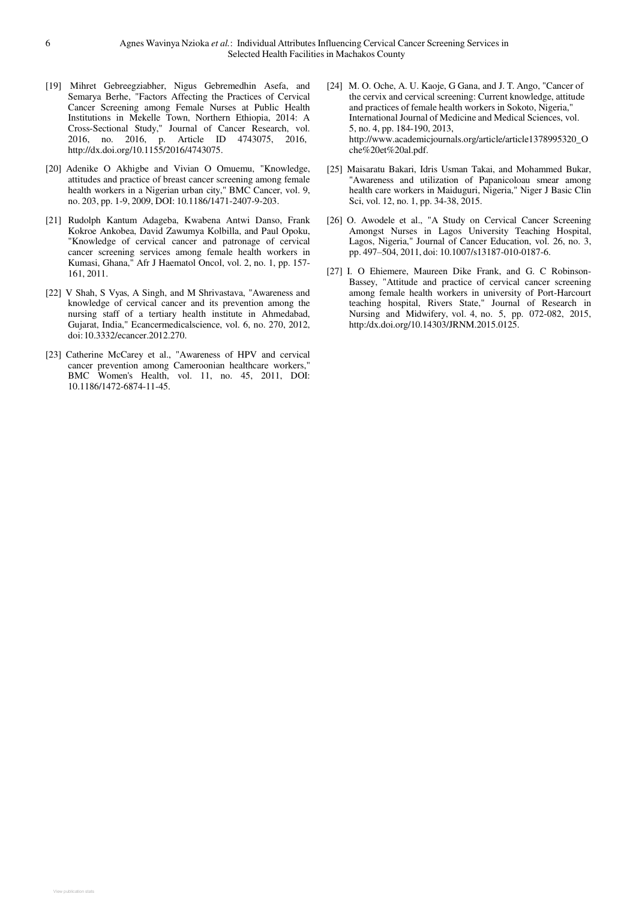[19] Mihret Gebreegziabher, Nigus Gebremedhin Asefa, and Semarya Berhe, "Factors Affecting the Practices of Cervical Cancer Screening among Female Nurses at Public Health Institutions in Mekelle Town, Northern Ethiopia, 2014: A Cross-Sectional Study," Journal of Cancer Research, vol. 2016, no. 2016, p. Article ID 4743075, 2016, http://dx.doi.org/10.1155/2016/4743075.

[20] Adenike O Akhigbe and Vivian O Omuemu, "Knowledge, attitudes and practice of breast cancer screening among female health workers in a Nigerian urban city," BMC Cancer, vol. 9, no. 203, pp. 1-9, 2009, DOI: 10.1186/1471-2407-9-203.

[21] Rudolph Kantum Adageba, Kwabena Antwi Danso, Frank Kokroe Ankobea, David Zawumya Kolbilla, and Paul Opoku, "Knowledge of cervical cancer and patronage of cervical cancer screening services among female health workers in Kumasi, Ghana," Afr J Haematol Oncol, vol. 2, no. 1, pp. 157-161, 2011.

[22] V Shah, S Vyas, A Singh, and M Shrivastava, "Awareness and knowledge of cervical cancer and its prevention among the nursing staff of a tertiary health institute in Ahmedabad, Gujarat, India," Ecancermedicalscience, vol. 6, no. 270, 2012, doi:10.3332/ecancer.2012.270.

[23] Catherine McCarey et al., "Awareness of HPV and cervical cancer prevention among Cameroonian healthcare workers," BMC Women's Health, vol. 11, no. 45, 2011, DOI: 10.1186/1472-6874-11-45.

[24] M. O. Oche, A. U. Kaoje, G Gana, and J. T. Ango, "Cancer of the cervix and cervical screening: Current knowledge, attitude and practices of female health workers in Sokoto, Nigeria," International Journal of Medicine and Medical Sciences, vol. 5, no. 4, pp. 184-190, 2013, http://www.academicjournals.org/article/article1378995320_Oche%20et%20al.pdf.

[25] Maisaratu Bakari, Idris Usman Takai, and Mohammed Bukar, "Awareness and utilization of Papanicoloau smear among health care workers in Maiduguri, Nigeria," Niger J Basic Clin Sci, vol. 12, no. 1, pp. 34-38, 2015.

[26] O. Awodele et al., "A Study on Cervical Cancer Screening Amongst Nurses in Lagos University Teaching Hospital, Lagos, Nigeria," Journal of Cancer Education, vol. 26, no. 3, pp. 497–504, 2011, doi: 10.1007/s13187-010-0187-6.

[27] I. O Ehiemere, Maureen Dike Frank, and G. C Robinson-Bassey, "Attitude and practice of cervical cancer screening among female health workers in university of Port-Harcourt teaching hospital, Rivers State," Journal of Research in Nursing and Midwifery, vol. 4, no. 5, pp. 072-082, 2015, http:/dx.doi.org/10.14303/JRNM.2015.0125.